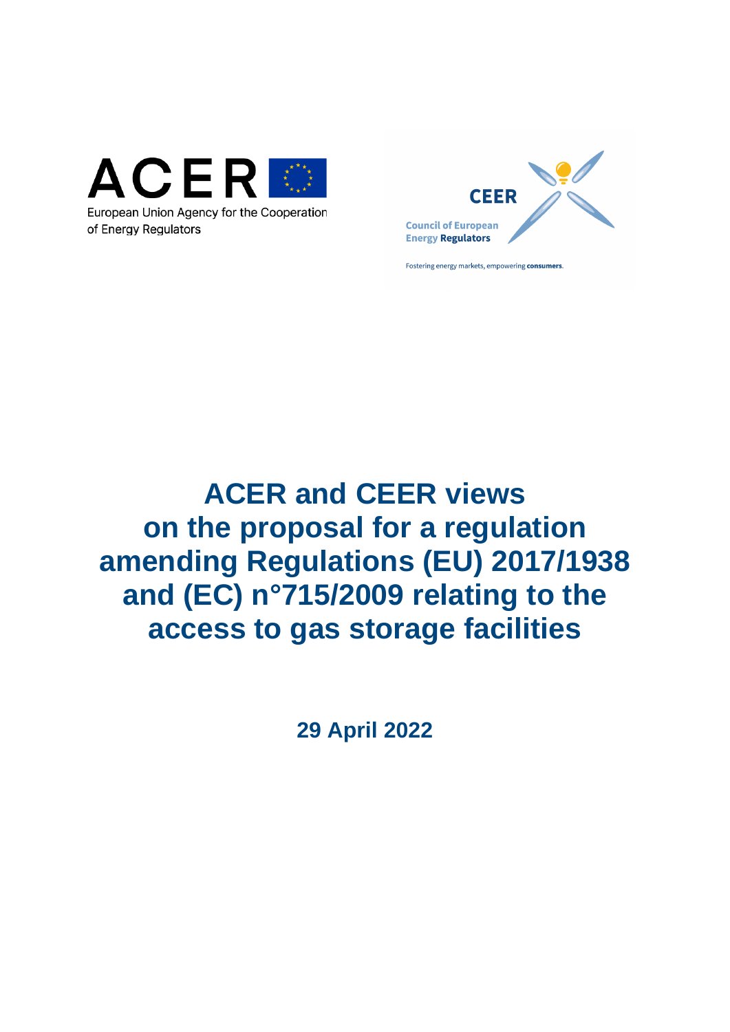ACER

European Union Agency for the Cooperation of Energy Regulators

CEER

Council of European Energy Regulators

Fostering energy markets, empowering **consumers**.

# ACER and CEER views on the proposal for a regulation amending Regulations (EU) 2017/1938 and (EC) n°715/2009 relating to the access to gas storage facilities

**29 April 2022**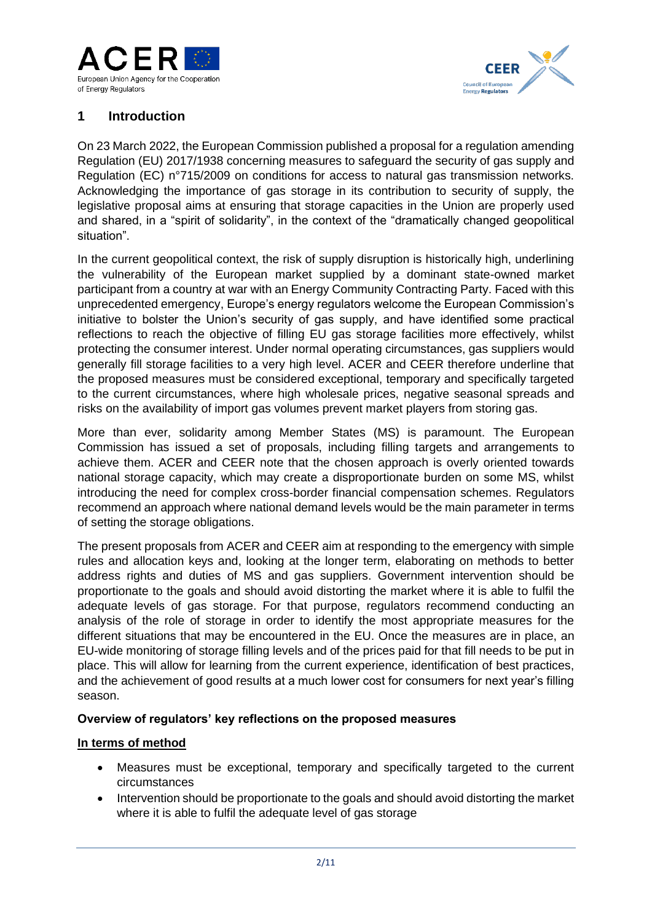# 1 Introduction

On 23 March 2022, the European Commission published a proposal for a regulation amending Regulation (EU) 2017/1938 concerning measures to safeguard the security of gas supply and Regulation (EC) n°715/2009 on conditions for access to natural gas transmission networks. Acknowledging the importance of gas storage in its contribution to security of supply, the legislative proposal aims at ensuring that storage capacities in the Union are properly used and shared, in a "spirit of solidarity", in the context of the "dramatically changed geopolitical situation".

In the current geopolitical context, the risk of supply disruption is historically high, underlining the vulnerability of the European market supplied by a dominant state-owned market participant from a country at war with an Energy Community Contracting Party. Faced with this unprecedented emergency, Europe's energy regulators welcome the European Commission's initiative to bolster the Union's security of gas supply, and have identified some practical reflections to reach the objective of filling EU gas storage facilities more effectively, whilst protecting the consumer interest. Under normal operating circumstances, gas suppliers would generally fill storage facilities to a very high level. ACER and CEER therefore underline that the proposed measures must be considered exceptional, temporary and specifically targeted to the current circumstances, where high wholesale prices, negative seasonal spreads and risks on the availability of import gas volumes prevent market players from storing gas.

More than ever, solidarity among Member States (MS) is paramount. The European Commission has issued a set of proposals, including filling targets and arrangements to achieve them. ACER and CEER note that the chosen approach is overly oriented towards national storage capacity, which may create a disproportionate burden on some MS, whilst introducing the need for complex cross-border financial compensation schemes. Regulators recommend an approach where national demand levels would be the main parameter in terms of setting the storage obligations.

The present proposals from ACER and CEER aim at responding to the emergency with simple rules and allocation keys and, looking at the longer term, elaborating on methods to better address rights and duties of MS and gas suppliers. Government intervention should be proportionate to the goals and should avoid distorting the market where it is able to fulfil the adequate levels of gas storage. For that purpose, regulators recommend conducting an analysis of the role of storage in order to identify the most appropriate measures for the different situations that may be encountered in the EU. Once the measures are in place, an EU-wide monitoring of storage filling levels and of the prices paid for that fill needs to be put in place. This will allow for learning from the current experience, identification of best practices, and the achievement of good results at a much lower cost for consumers for next year's filling season.

**Overview of regulators' key reflections on the proposed measures**

**In terms of method**

- Measures must be exceptional, temporary and specifically targeted to the current circumstances
- Intervention should be proportionate to the goals and should avoid distorting the market where it is able to fulfil the adequate level of gas storage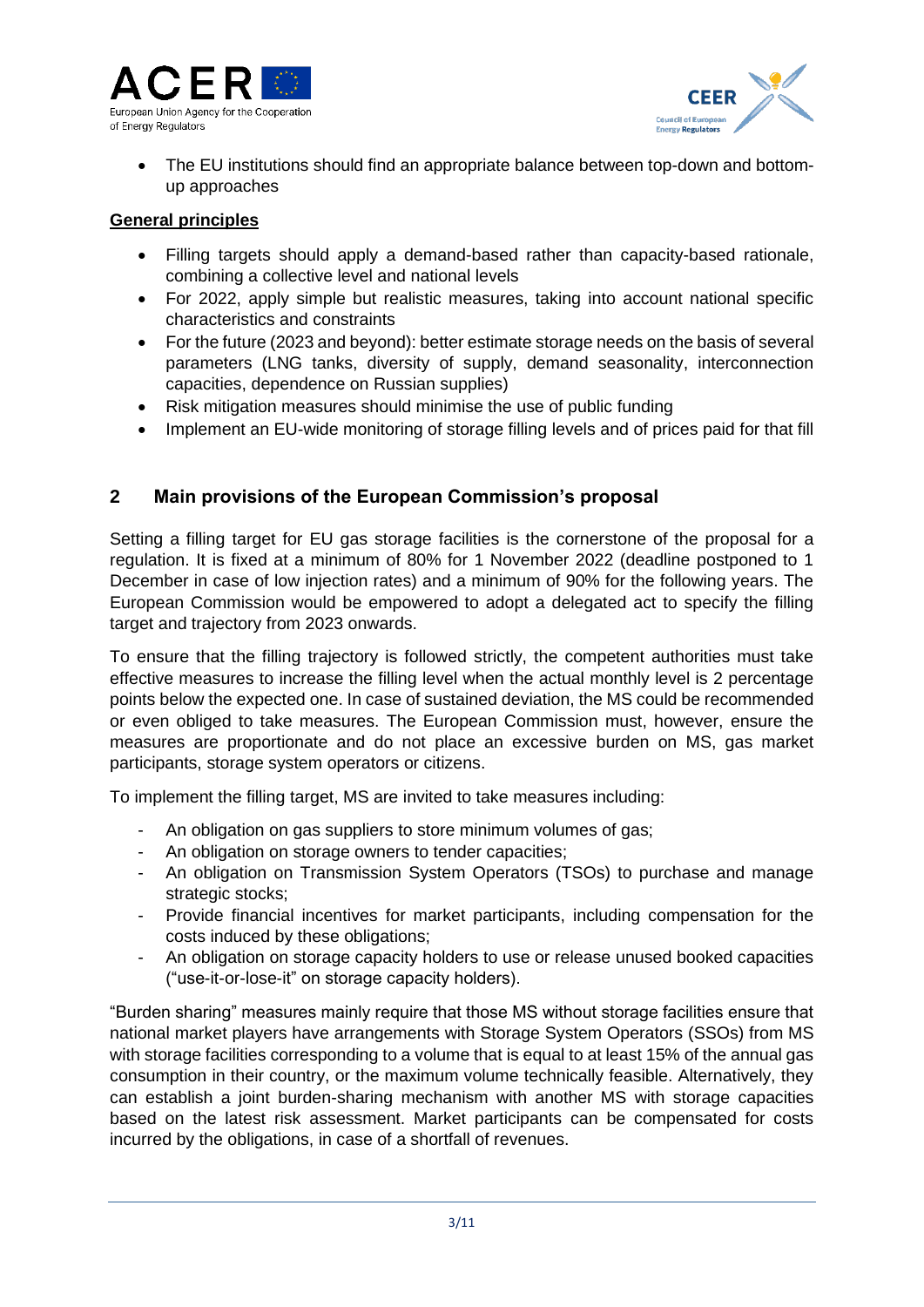- The EU institutions should find an appropriate balance between top-down and bottom-up approaches

**General principles**

- Filling targets should apply a demand-based rather than capacity-based rationale, combining a collective level and national levels
- For 2022, apply simple but realistic measures, taking into account national specific characteristics and constraints
- For the future (2023 and beyond): better estimate storage needs on the basis of several parameters (LNG tanks, diversity of supply, demand seasonality, interconnection capacities, dependence on Russian supplies)
- Risk mitigation measures should minimise the use of public funding
- Implement an EU-wide monitoring of storage filling levels and of prices paid for that fill

## 2 Main provisions of the European Commission's proposal

Setting a filling target for EU gas storage facilities is the cornerstone of the proposal for a regulation. It is fixed at a minimum of 80% for 1 November 2022 (deadline postponed to 1 December in case of low injection rates) and a minimum of 90% for the following years. The European Commission would be empowered to adopt a delegated act to specify the filling target and trajectory from 2023 onwards.

To ensure that the filling trajectory is followed strictly, the competent authorities must take effective measures to increase the filling level when the actual monthly level is 2 percentage points below the expected one. In case of sustained deviation, the MS could be recommended or even obliged to take measures. The European Commission must, however, ensure the measures are proportionate and do not place an excessive burden on MS, gas market participants, storage system operators or citizens.

To implement the filling target, MS are invited to take measures including:

- An obligation on gas suppliers to store minimum volumes of gas;
- An obligation on storage owners to tender capacities;
- An obligation on Transmission System Operators (TSOs) to purchase and manage strategic stocks;
- Provide financial incentives for market participants, including compensation for the costs induced by these obligations;
- An obligation on storage capacity holders to use or release unused booked capacities ("use-it-or-lose-it" on storage capacity holders).

"Burden sharing" measures mainly require that those MS without storage facilities ensure that national market players have arrangements with Storage System Operators (SSOs) from MS with storage facilities corresponding to a volume that is equal to at least 15% of the annual gas consumption in their country, or the maximum volume technically feasible. Alternatively, they can establish a joint burden-sharing mechanism with another MS with storage capacities based on the latest risk assessment. Market participants can be compensated for costs incurred by the obligations, in case of a shortfall of revenues.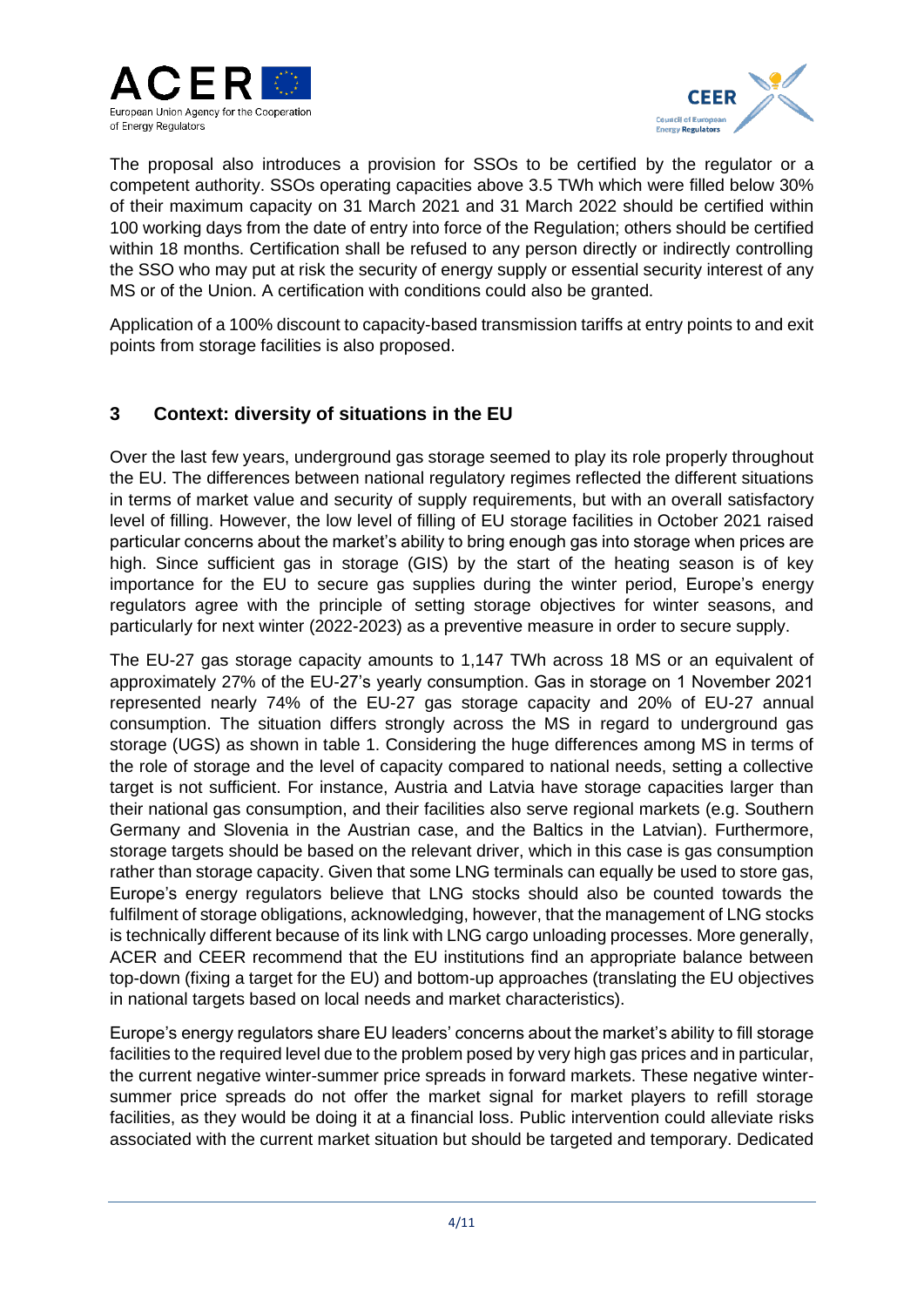The proposal also introduces a provision for SSOs to be certified by the regulator or a competent authority. SSOs operating capacities above 3.5 TWh which were filled below 30% of their maximum capacity on 31 March 2021 and 31 March 2022 should be certified within 100 working days from the date of entry into force of the Regulation; others should be certified within 18 months. Certification shall be refused to any person directly or indirectly controlling the SSO who may put at risk the security of energy supply or essential security interest of any MS or of the Union. A certification with conditions could also be granted.

Application of a 100% discount to capacity-based transmission tariffs at entry points to and exit points from storage facilities is also proposed.

## 3 Context: diversity of situations in the EU

Over the last few years, underground gas storage seemed to play its role properly throughout the EU. The differences between national regulatory regimes reflected the different situations in terms of market value and security of supply requirements, but with an overall satisfactory level of filling. However, the low level of filling of EU storage facilities in October 2021 raised particular concerns about the market's ability to bring enough gas into storage when prices are high. Since sufficient gas in storage (GIS) by the start of the heating season is of key importance for the EU to secure gas supplies during the winter period, Europe's energy regulators agree with the principle of setting storage objectives for winter seasons, and particularly for next winter (2022-2023) as a preventive measure in order to secure supply.

The EU-27 gas storage capacity amounts to 1,147 TWh across 18 MS or an equivalent of approximately 27% of the EU-27's yearly consumption. Gas in storage on 1 November 2021 represented nearly 74% of the EU-27 gas storage capacity and 20% of EU-27 annual consumption. The situation differs strongly across the MS in regard to underground gas storage (UGS) as shown in table 1. Considering the huge differences among MS in terms of the role of storage and the level of capacity compared to national needs, setting a collective target is not sufficient. For instance, Austria and Latvia have storage capacities larger than their national gas consumption, and their facilities also serve regional markets (e.g. Southern Germany and Slovenia in the Austrian case, and the Baltics in the Latvian). Furthermore, storage targets should be based on the relevant driver, which in this case is gas consumption rather than storage capacity. Given that some LNG terminals can equally be used to store gas, Europe's energy regulators believe that LNG stocks should also be counted towards the fulfilment of storage obligations, acknowledging, however, that the management of LNG stocks is technically different because of its link with LNG cargo unloading processes. More generally, ACER and CEER recommend that the EU institutions find an appropriate balance between top-down (fixing a target for the EU) and bottom-up approaches (translating the EU objectives in national targets based on local needs and market characteristics).

Europe's energy regulators share EU leaders' concerns about the market's ability to fill storage facilities to the required level due to the problem posed by very high gas prices and in particular, the current negative winter-summer price spreads in forward markets. These negative winter-summer price spreads do not offer the market signal for market players to refill storage facilities, as they would be doing it at a financial loss. Public intervention could alleviate risks associated with the current market situation but should be targeted and temporary. Dedicated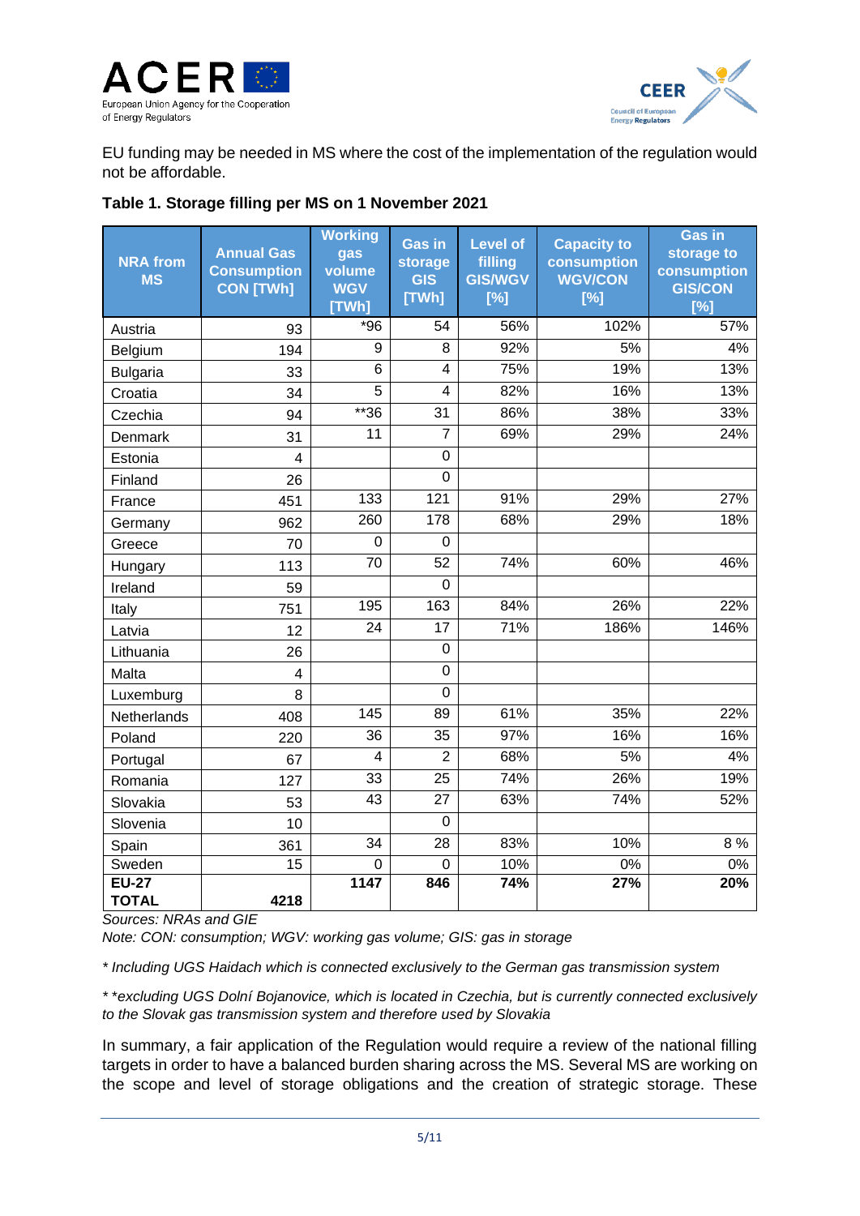EU funding may be needed in MS where the cost of the implementation of the regulation would not be affordable.

**Table 1. Storage filling per MS on 1 November 2021**

| NRA from MS | Annual Gas Consumption CON [TWh] | Working gas volume WGV [TWh] | Gas in storage GIS [TWh] | Level of filling GIS/WGV [%] | Capacity to consumption WGV/CON [%] | Gas in storage to consumption GIS/CON [%] |
|---|---|---|---|---|---|---|
| Austria | 93 | *96 | 54 | 56% | 102% | 57% |
| Belgium | 194 | 9 | 8 | 92% | 5% | 4% |
| Bulgaria | 33 | 6 | 4 | 75% | 19% | 13% |
| Croatia | 34 | 5 | 4 | 82% | 16% | 13% |
| Czechia | 94 | **36 | 31 | 86% | 38% | 33% |
| Denmark | 31 | 11 | 7 | 69% | 29% | 24% |
| Estonia | 4 | | 0 | | | |
| Finland | 26 | | 0 | | | |
| France | 451 | 133 | 121 | 91% | 29% | 27% |
| Germany | 962 | 260 | 178 | 68% | 29% | 18% |
| Greece | 70 | 0 | 0 | | | |
| Hungary | 113 | 70 | 52 | 74% | 60% | 46% |
| Ireland | 59 | | 0 | | | |
| Italy | 751 | 195 | 163 | 84% | 26% | 22% |
| Latvia | 12 | 24 | 17 | 71% | 186% | 146% |
| Lithuania | 26 | | 0 | | | |
| Malta | 4 | | 0 | | | |
| Luxemburg | 8 | | 0 | | | |
| Netherlands | 408 | 145 | 89 | 61% | 35% | 22% |
| Poland | 220 | 36 | 35 | 97% | 16% | 16% |
| Portugal | 67 | 4 | 2 | 68% | 5% | 4% |
| Romania | 127 | 33 | 25 | 74% | 26% | 19% |
| Slovakia | 53 | 43 | 27 | 63% | 74% | 52% |
| Slovenia | 10 | | 0 | | | |
| Spain | 361 | 34 | 28 | 83% | 10% | 8 % |
| Sweden | 15 | 0 | 0 | 10% | 0% | 0% |
| **EU-27 TOTAL** | **4218** | **1147** | **846** | **74%** | **27%** | **20%** |

*Sources: NRAs and GIE*

*Note: CON: consumption; WGV: working gas volume; GIS: gas in storage*

*\* Including UGS Haidach which is connected exclusively to the German gas transmission system*

*\* \*excluding UGS Dolní Bojanovice, which is located in Czechia, but is currently connected exclusively to the Slovak gas transmission system and therefore used by Slovakia*

In summary, a fair application of the Regulation would require a review of the national filling targets in order to have a balanced burden sharing across the MS. Several MS are working on the scope and level of storage obligations and the creation of strategic storage. These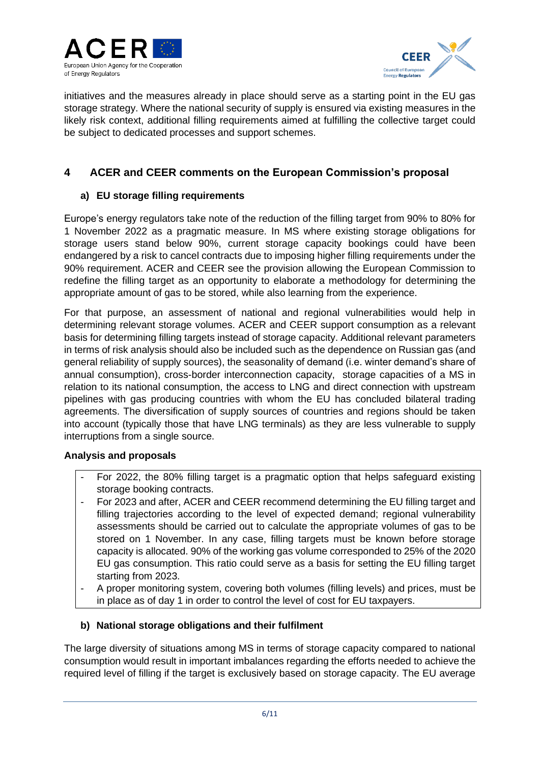initiatives and the measures already in place should serve as a starting point in the EU gas storage strategy. Where the national security of supply is ensured via existing measures in the likely risk context, additional filling requirements aimed at fulfilling the collective target could be subject to dedicated processes and support schemes.

## 4 ACER and CEER comments on the European Commission's proposal

### a) EU storage filling requirements

Europe's energy regulators take note of the reduction of the filling target from 90% to 80% for 1 November 2022 as a pragmatic measure. In MS where existing storage obligations for storage users stand below 90%, current storage capacity bookings could have been endangered by a risk to cancel contracts due to imposing higher filling requirements under the 90% requirement. ACER and CEER see the provision allowing the European Commission to redefine the filling target as an opportunity to elaborate a methodology for determining the appropriate amount of gas to be stored, while also learning from the experience.

For that purpose, an assessment of national and regional vulnerabilities would help in determining relevant storage volumes. ACER and CEER support consumption as a relevant basis for determining filling targets instead of storage capacity. Additional relevant parameters in terms of risk analysis should also be included such as the dependence on Russian gas (and general reliability of supply sources), the seasonality of demand (i.e. winter demand's share of annual consumption), cross-border interconnection capacity, storage capacities of a MS in relation to its national consumption, the access to LNG and direct connection with upstream pipelines with gas producing countries with whom the EU has concluded bilateral trading agreements. The diversification of supply sources of countries and regions should be taken into account (typically those that have LNG terminals) as they are less vulnerable to supply interruptions from a single source.

**Analysis and proposals**

- For 2022, the 80% filling target is a pragmatic option that helps safeguard existing storage booking contracts.
- For 2023 and after, ACER and CEER recommend determining the EU filling target and filling trajectories according to the level of expected demand; regional vulnerability assessments should be carried out to calculate the appropriate volumes of gas to be stored on 1 November. In any case, filling targets must be known before storage capacity is allocated. 90% of the working gas volume corresponded to 25% of the 2020 EU gas consumption. This ratio could serve as a basis for setting the EU filling target starting from 2023.
- A proper monitoring system, covering both volumes (filling levels) and prices, must be in place as of day 1 in order to control the level of cost for EU taxpayers.

### b) National storage obligations and their fulfilment

The large diversity of situations among MS in terms of storage capacity compared to national consumption would result in important imbalances regarding the efforts needed to achieve the required level of filling if the target is exclusively based on storage capacity. The EU average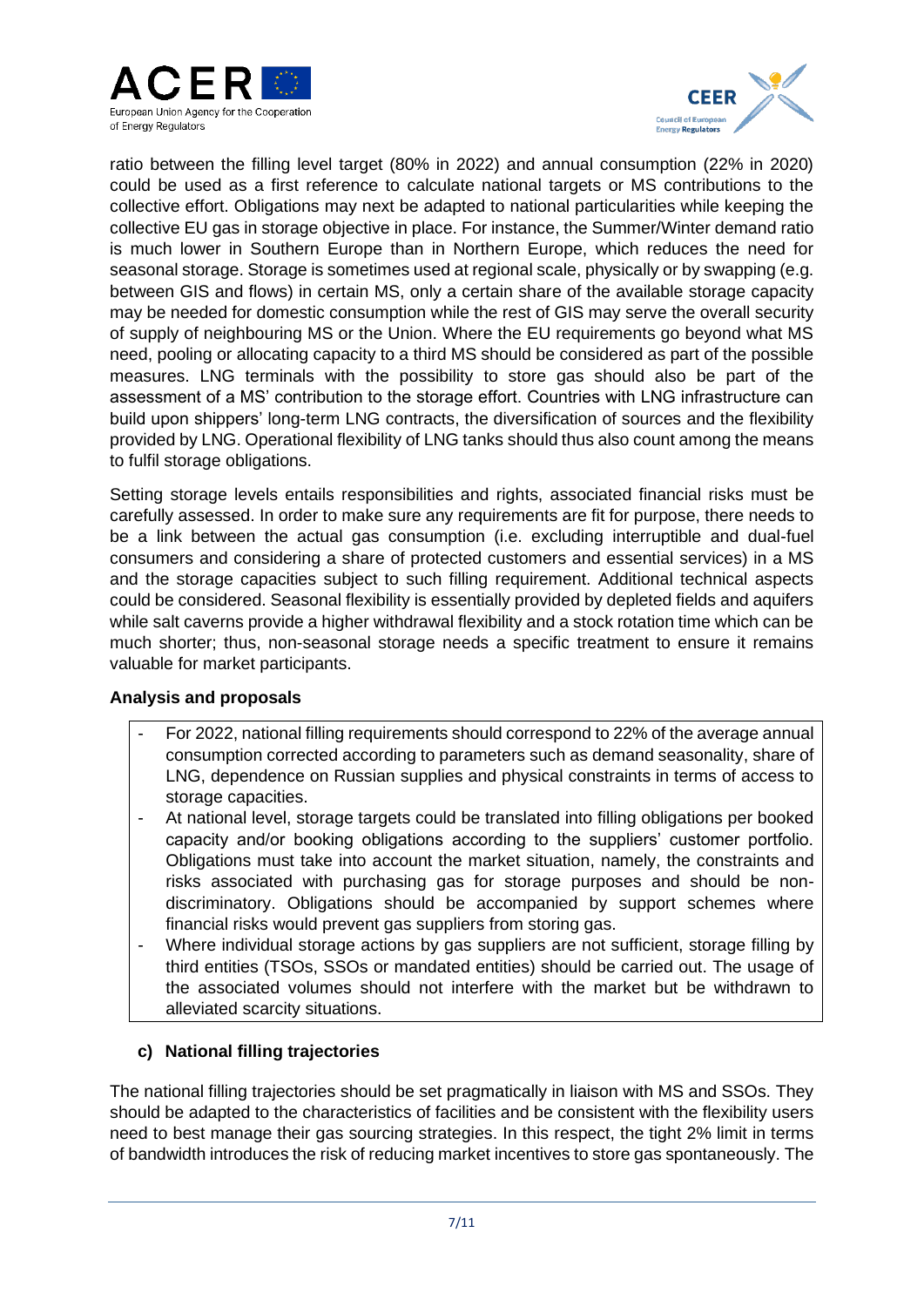ratio between the filling level target (80% in 2022) and annual consumption (22% in 2020) could be used as a first reference to calculate national targets or MS contributions to the collective effort. Obligations may next be adapted to national particularities while keeping the collective EU gas in storage objective in place. For instance, the Summer/Winter demand ratio is much lower in Southern Europe than in Northern Europe, which reduces the need for seasonal storage. Storage is sometimes used at regional scale, physically or by swapping (e.g. between GIS and flows) in certain MS, only a certain share of the available storage capacity may be needed for domestic consumption while the rest of GIS may serve the overall security of supply of neighbouring MS or the Union. Where the EU requirements go beyond what MS need, pooling or allocating capacity to a third MS should be considered as part of the possible measures. LNG terminals with the possibility to store gas should also be part of the assessment of a MS' contribution to the storage effort. Countries with LNG infrastructure can build upon shippers' long-term LNG contracts, the diversification of sources and the flexibility provided by LNG. Operational flexibility of LNG tanks should thus also count among the means to fulfil storage obligations.

Setting storage levels entails responsibilities and rights, associated financial risks must be carefully assessed. In order to make sure any requirements are fit for purpose, there needs to be a link between the actual gas consumption (i.e. excluding interruptible and dual-fuel consumers and considering a share of protected customers and essential services) in a MS and the storage capacities subject to such filling requirement. Additional technical aspects could be considered. Seasonal flexibility is essentially provided by depleted fields and aquifers while salt caverns provide a higher withdrawal flexibility and a stock rotation time which can be much shorter; thus, non-seasonal storage needs a specific treatment to ensure it remains valuable for market participants.

**Analysis and proposals**

- For 2022, national filling requirements should correspond to 22% of the average annual consumption corrected according to parameters such as demand seasonality, share of LNG, dependence on Russian supplies and physical constraints in terms of access to storage capacities.
- At national level, storage targets could be translated into filling obligations per booked capacity and/or booking obligations according to the suppliers' customer portfolio. Obligations must take into account the market situation, namely, the constraints and risks associated with purchasing gas for storage purposes and should be non-discriminatory. Obligations should be accompanied by support schemes where financial risks would prevent gas suppliers from storing gas.
- Where individual storage actions by gas suppliers are not sufficient, storage filling by third entities (TSOs, SSOs or mandated entities) should be carried out. The usage of the associated volumes should not interfere with the market but be withdrawn to alleviated scarcity situations.

### c) National filling trajectories

The national filling trajectories should be set pragmatically in liaison with MS and SSOs. They should be adapted to the characteristics of facilities and be consistent with the flexibility users need to best manage their gas sourcing strategies. In this respect, the tight 2% limit in terms of bandwidth introduces the risk of reducing market incentives to store gas spontaneously. The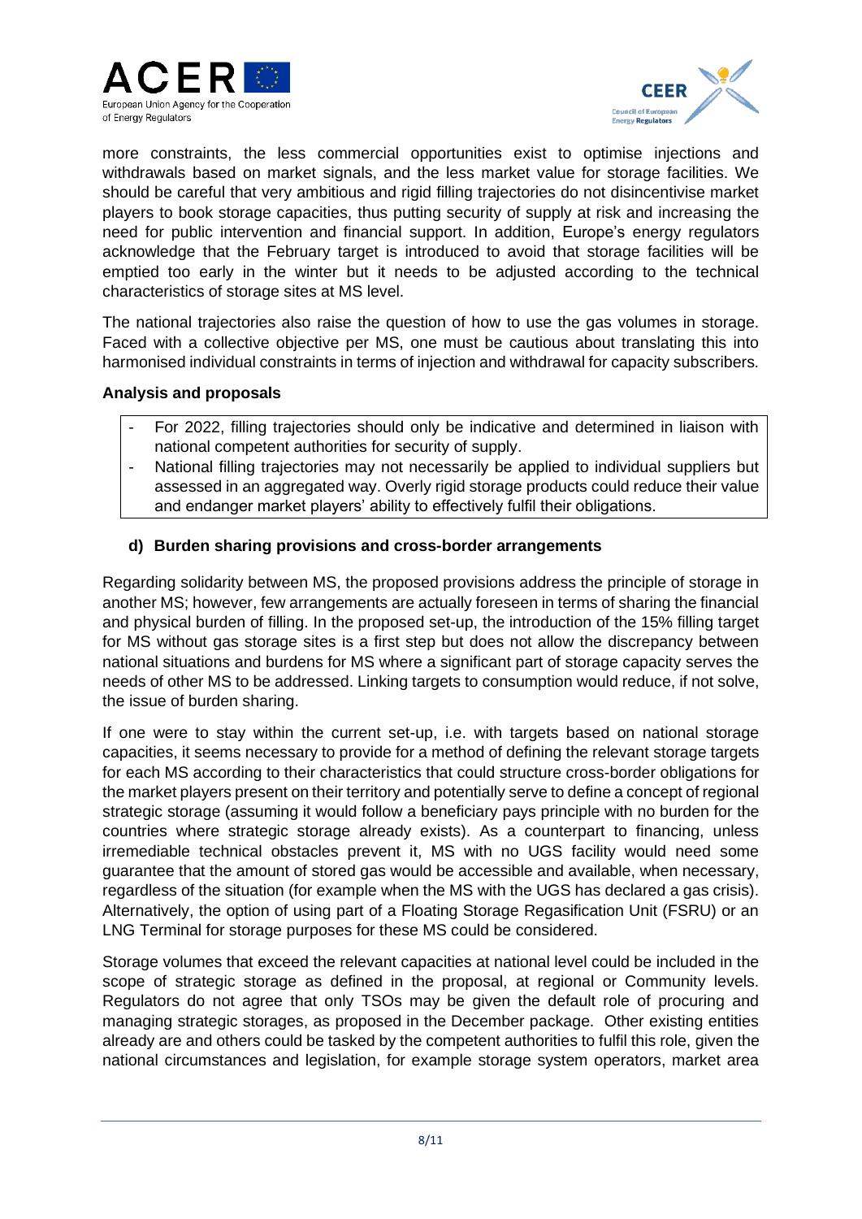more constraints, the less commercial opportunities exist to optimise injections and withdrawals based on market signals, and the less market value for storage facilities. We should be careful that very ambitious and rigid filling trajectories do not disincentivise market players to book storage capacities, thus putting security of supply at risk and increasing the need for public intervention and financial support. In addition, Europe's energy regulators acknowledge that the February target is introduced to avoid that storage facilities will be emptied too early in the winter but it needs to be adjusted according to the technical characteristics of storage sites at MS level.

The national trajectories also raise the question of how to use the gas volumes in storage. Faced with a collective objective per MS, one must be cautious about translating this into harmonised individual constraints in terms of injection and withdrawal for capacity subscribers.

**Analysis and proposals**

- For 2022, filling trajectories should only be indicative and determined in liaison with national competent authorities for security of supply.
- National filling trajectories may not necessarily be applied to individual suppliers but assessed in an aggregated way. Overly rigid storage products could reduce their value and endanger market players' ability to effectively fulfil their obligations.

#### d) Burden sharing provisions and cross-border arrangements

Regarding solidarity between MS, the proposed provisions address the principle of storage in another MS; however, few arrangements are actually foreseen in terms of sharing the financial and physical burden of filling. In the proposed set-up, the introduction of the 15% filling target for MS without gas storage sites is a first step but does not allow the discrepancy between national situations and burdens for MS where a significant part of storage capacity serves the needs of other MS to be addressed. Linking targets to consumption would reduce, if not solve, the issue of burden sharing.

If one were to stay within the current set-up, i.e. with targets based on national storage capacities, it seems necessary to provide for a method of defining the relevant storage targets for each MS according to their characteristics that could structure cross-border obligations for the market players present on their territory and potentially serve to define a concept of regional strategic storage (assuming it would follow a beneficiary pays principle with no burden for the countries where strategic storage already exists). As a counterpart to financing, unless irremediable technical obstacles prevent it, MS with no UGS facility would need some guarantee that the amount of stored gas would be accessible and available, when necessary, regardless of the situation (for example when the MS with the UGS has declared a gas crisis). Alternatively, the option of using part of a Floating Storage Regasification Unit (FSRU) or an LNG Terminal for storage purposes for these MS could be considered.

Storage volumes that exceed the relevant capacities at national level could be included in the scope of strategic storage as defined in the proposal, at regional or Community levels. Regulators do not agree that only TSOs may be given the default role of procuring and managing strategic storages, as proposed in the December package. Other existing entities already are and others could be tasked by the competent authorities to fulfil this role, given the national circumstances and legislation, for example storage system operators, market area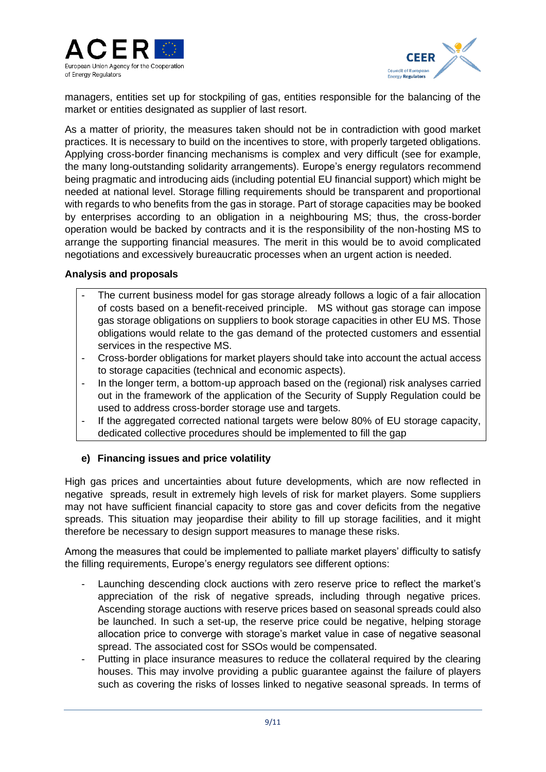managers, entities set up for stockpiling of gas, entities responsible for the balancing of the market or entities designated as supplier of last resort.

As a matter of priority, the measures taken should not be in contradiction with good market practices. It is necessary to build on the incentives to store, with properly targeted obligations. Applying cross-border financing mechanisms is complex and very difficult (see for example, the many long-outstanding solidarity arrangements). Europe's energy regulators recommend being pragmatic and introducing aids (including potential EU financial support) which might be needed at national level. Storage filling requirements should be transparent and proportional with regards to who benefits from the gas in storage. Part of storage capacities may be booked by enterprises according to an obligation in a neighbouring MS; thus, the cross-border operation would be backed by contracts and it is the responsibility of the non-hosting MS to arrange the supporting financial measures. The merit in this would be to avoid complicated negotiations and excessively bureaucratic processes when an urgent action is needed.

**Analysis and proposals**

- The current business model for gas storage already follows a logic of a fair allocation of costs based on a benefit-received principle. MS without gas storage can impose gas storage obligations on suppliers to book storage capacities in other EU MS. Those obligations would relate to the gas demand of the protected customers and essential services in the respective MS.
- Cross-border obligations for market players should take into account the actual access to storage capacities (technical and economic aspects).
- In the longer term, a bottom-up approach based on the (regional) risk analyses carried out in the framework of the application of the Security of Supply Regulation could be used to address cross-border storage use and targets.
- If the aggregated corrected national targets were below 80% of EU storage capacity, dedicated collective procedures should be implemented to fill the gap

**e) Financing issues and price volatility**

High gas prices and uncertainties about future developments, which are now reflected in negative spreads, result in extremely high levels of risk for market players. Some suppliers may not have sufficient financial capacity to store gas and cover deficits from the negative spreads. This situation may jeopardise their ability to fill up storage facilities, and it might therefore be necessary to design support measures to manage these risks.

Among the measures that could be implemented to palliate market players' difficulty to satisfy the filling requirements, Europe's energy regulators see different options:

- Launching descending clock auctions with zero reserve price to reflect the market's appreciation of the risk of negative spreads, including through negative prices. Ascending storage auctions with reserve prices based on seasonal spreads could also be launched. In such a set-up, the reserve price could be negative, helping storage allocation price to converge with storage's market value in case of negative seasonal spread. The associated cost for SSOs would be compensated.
- Putting in place insurance measures to reduce the collateral required by the clearing houses. This may involve providing a public guarantee against the failure of players such as covering the risks of losses linked to negative seasonal spreads. In terms of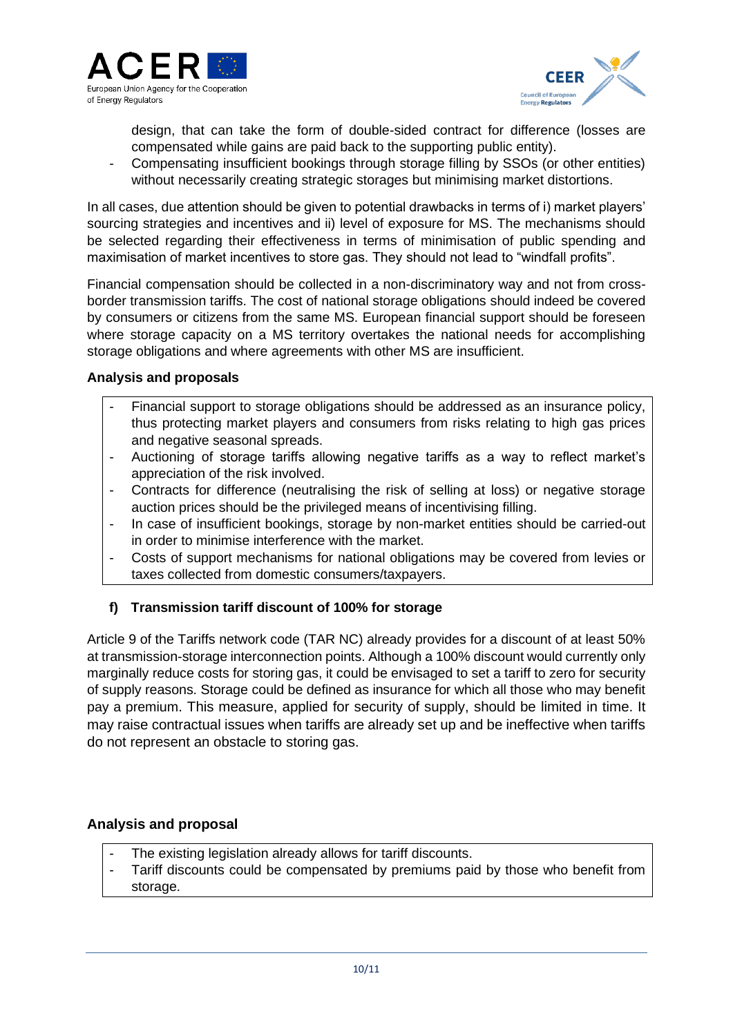design, that can take the form of double-sided contract for difference (losses are compensated while gains are paid back to the supporting public entity).

- Compensating insufficient bookings through storage filling by SSOs (or other entities) without necessarily creating strategic storages but minimising market distortions.

In all cases, due attention should be given to potential drawbacks in terms of i) market players' sourcing strategies and incentives and ii) level of exposure for MS. The mechanisms should be selected regarding their effectiveness in terms of minimisation of public spending and maximisation of market incentives to store gas. They should not lead to "windfall profits".

Financial compensation should be collected in a non-discriminatory way and not from cross-border transmission tariffs. The cost of national storage obligations should indeed be covered by consumers or citizens from the same MS. European financial support should be foreseen where storage capacity on a MS territory overtakes the national needs for accomplishing storage obligations and where agreements with other MS are insufficient.

**Analysis and proposals**

- Financial support to storage obligations should be addressed as an insurance policy, thus protecting market players and consumers from risks relating to high gas prices and negative seasonal spreads.
- Auctioning of storage tariffs allowing negative tariffs as a way to reflect market's appreciation of the risk involved.
- Contracts for difference (neutralising the risk of selling at loss) or negative storage auction prices should be the privileged means of incentivising filling.
- In case of insufficient bookings, storage by non-market entities should be carried-out in order to minimise interference with the market.
- Costs of support mechanisms for national obligations may be covered from levies or taxes collected from domestic consumers/taxpayers.

### f) Transmission tariff discount of 100% for storage

Article 9 of the Tariffs network code (TAR NC) already provides for a discount of at least 50% at transmission-storage interconnection points. Although a 100% discount would currently only marginally reduce costs for storing gas, it could be envisaged to set a tariff to zero for security of supply reasons. Storage could be defined as insurance for which all those who may benefit pay a premium. This measure, applied for security of supply, should be limited in time. It may raise contractual issues when tariffs are already set up and be ineffective when tariffs do not represent an obstacle to storing gas.

**Analysis and proposal**

- The existing legislation already allows for tariff discounts.
- Tariff discounts could be compensated by premiums paid by those who benefit from storage.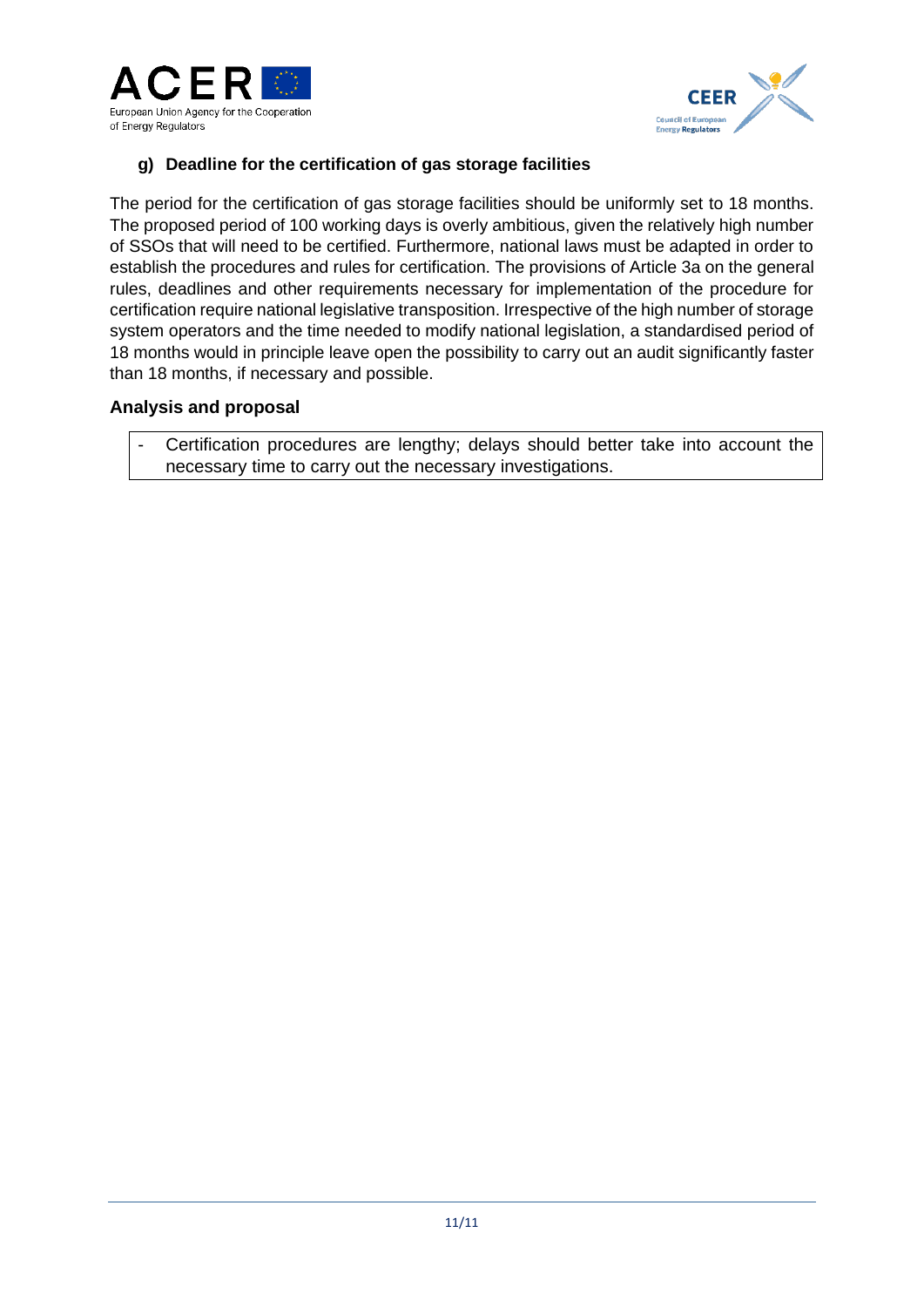#### g) Deadline for the certification of gas storage facilities

The period for the certification of gas storage facilities should be uniformly set to 18 months. The proposed period of 100 working days is overly ambitious, given the relatively high number of SSOs that will need to be certified. Furthermore, national laws must be adapted in order to establish the procedures and rules for certification. The provisions of Article 3a on the general rules, deadlines and other requirements necessary for implementation of the procedure for certification require national legislative transposition. Irrespective of the high number of storage system operators and the time needed to modify national legislation, a standardised period of 18 months would in principle leave open the possibility to carry out an audit significantly faster than 18 months, if necessary and possible.

### Analysis and proposal

- Certification procedures are lengthy; delays should better take into account the necessary time to carry out the necessary investigations.